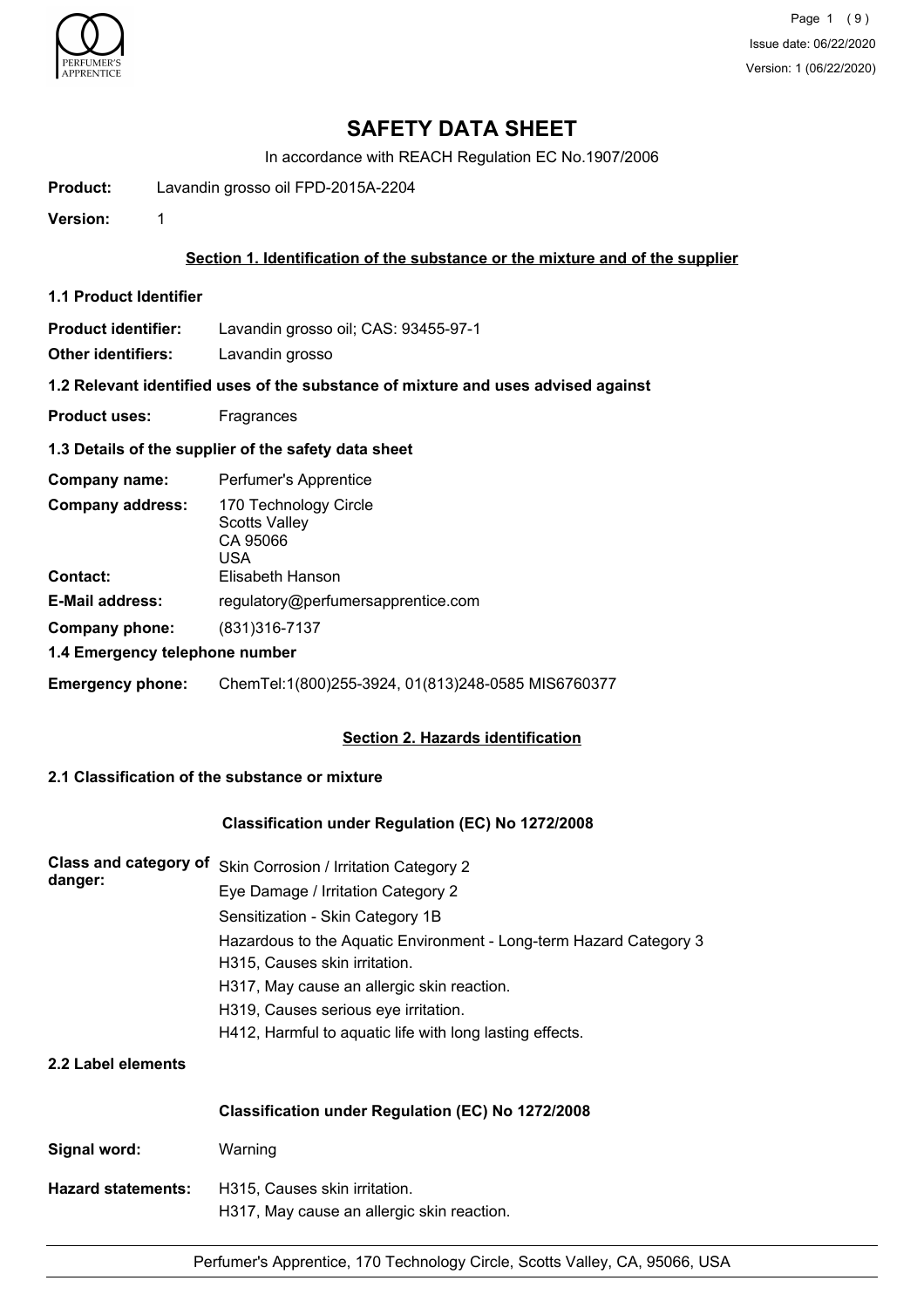# SAFETY DATA SHEET

In accordance with REACH Regulation EC No.1907/2006

**Product:** Lavandin grosso oil FPD-2015A-2204

**Version:** 1

## Section 1. Identification of the substance or the mixture and of the supplier

### 1.1 Product Identifier

**Product identifier:** Lavandin grosso oil; CAS: 93455-97-1

**Other identifiers:** Lavandin grosso

### 1.2 Relevant identified uses of the substance of mixture and uses advised against

**Product uses:** Fragrances

### 1.3 Details of the supplier of the safety data sheet

**Company name:** Perfumer's Apprentice

**Company address:** 170 Technology Circle
Scotts Valley
CA 95066
USA

**Contact:** Elisabeth Hanson

**E-Mail address:** regulatory@perfumersapprentice.com

**Company phone:** (831)316-7137

### 1.4 Emergency telephone number

**Emergency phone:** ChemTel:1(800)255-3924, 01(813)248-0585 MIS6760377

## Section 2. Hazards identification

### 2.1 Classification of the substance or mixture

**Classification under Regulation (EC) No 1272/2008**

**Class and category of danger:**
Skin Corrosion / Irritation Category 2
Eye Damage / Irritation Category 2
Sensitization - Skin Category 1B
Hazardous to the Aquatic Environment - Long-term Hazard Category 3
H315, Causes skin irritation.
H317, May cause an allergic skin reaction.
H319, Causes serious eye irritation.
H412, Harmful to aquatic life with long lasting effects.

### 2.2 Label elements

**Classification under Regulation (EC) No 1272/2008**

**Signal word:** Warning

**Hazard statements:**
H315, Causes skin irritation.
H317, May cause an allergic skin reaction.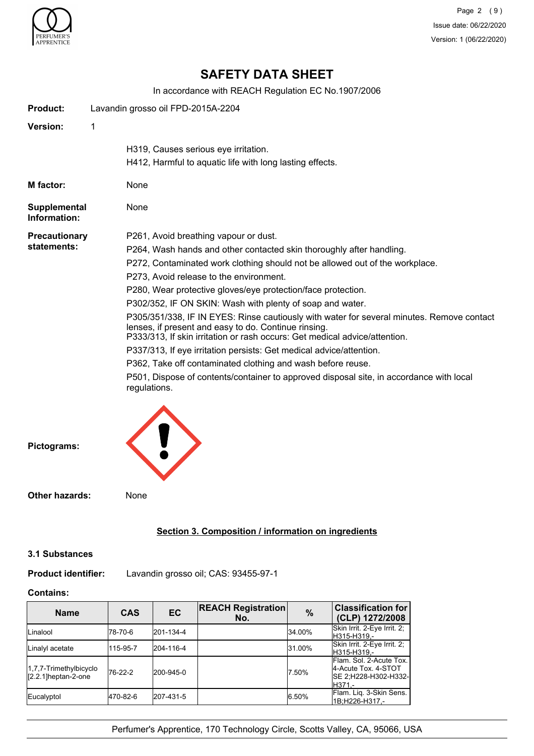# SAFETY DATA SHEET

In accordance with REACH Regulation EC No.1907/2006

**Product:** Lavandin grosso oil FPD-2015A-2204

**Version:** 1

H319, Causes serious eye irritation.
H412, Harmful to aquatic life with long lasting effects.

**M factor:** None

**Supplemental Information:** None

**Precautionary statements:**

P261, Avoid breathing vapour or dust.

P264, Wash hands and other contacted skin thoroughly after handling.

P272, Contaminated work clothing should not be allowed out of the workplace.

P273, Avoid release to the environment.

P280, Wear protective gloves/eye protection/face protection.

P302/352, IF ON SKIN: Wash with plenty of soap and water.

P305/351/338, IF IN EYES: Rinse cautiously with water for several minutes. Remove contact lenses, if present and easy to do. Continue rinsing.
P333/313, If skin irritation or rash occurs: Get medical advice/attention.

P337/313, If eye irritation persists: Get medical advice/attention.

P362, Take off contaminated clothing and wash before reuse.

P501, Dispose of contents/container to approved disposal site, in accordance with local regulations.

**Pictograms:**

**Other hazards:** None

## Section 3. Composition / information on ingredients

### 3.1 Substances

**Product identifier:** Lavandin grosso oil; CAS: 93455-97-1

**Contains:**

| Name | CAS | EC | REACH Registration No. | % | Classification for (CLP) 1272/2008 |
|---|---|---|---|---|---|
| Linalool | 78-70-6 | 201-134-4 | | 34.00% | Skin Irrit. 2-Eye Irrit. 2;H315-H319,- |
| Linalyl acetate | 115-95-7 | 204-116-4 | | 31.00% | Skin Irrit. 2-Eye Irrit. 2;H315-H319,- |
| 1,7,7-Trimethylbicyclo [2.2.1]heptan-2-one | 76-22-2 | 200-945-0 | | 7.50% | Flam. Sol. 2-Acute Tox. 4-Acute Tox. 4-STOT SE 2;H228-H302-H332-H371,- |
| Eucalyptol | 470-82-6 | 207-431-5 | | 6.50% | Flam. Liq. 3-Skin Sens. 1B;H226-H317,- |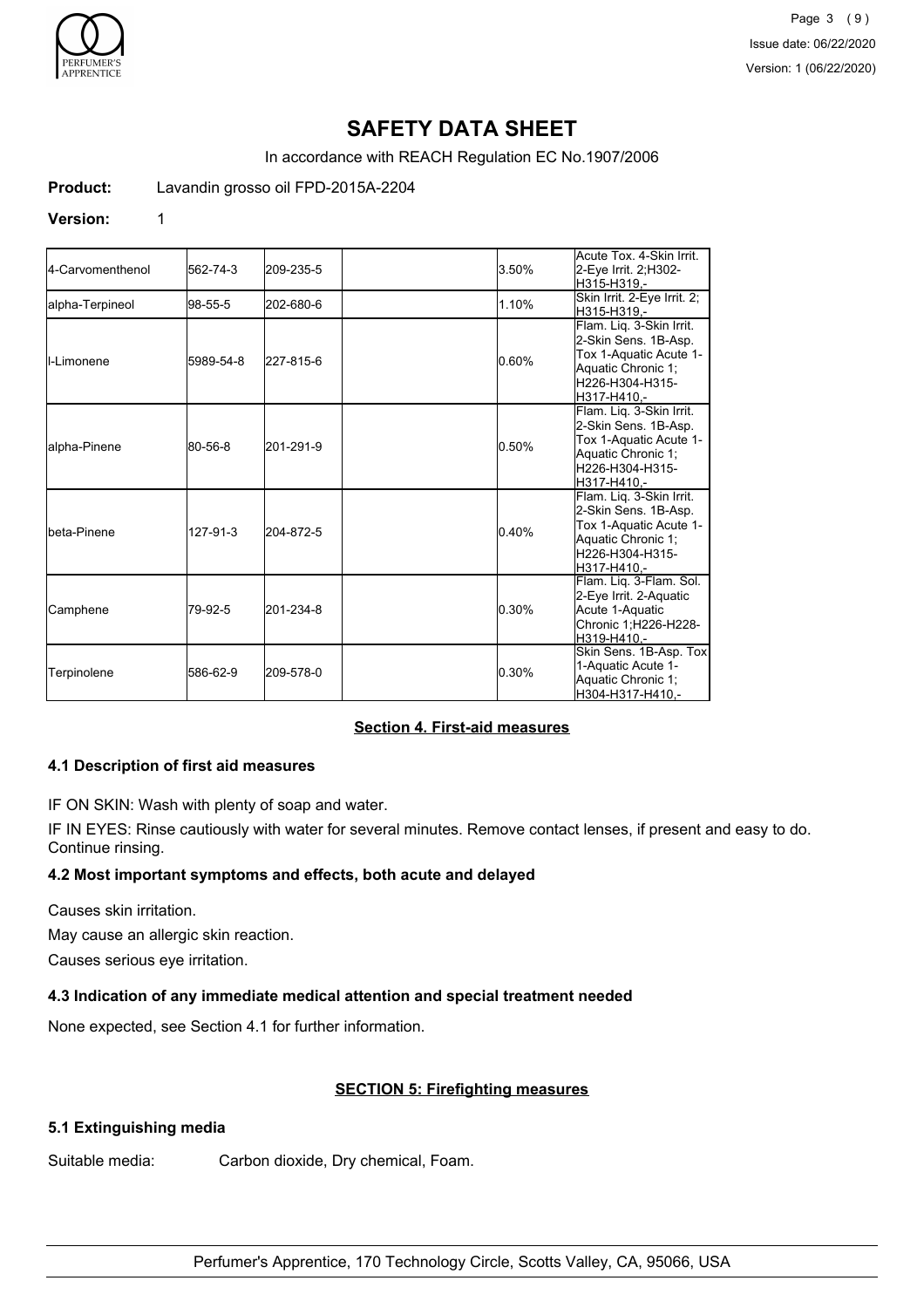# SAFETY DATA SHEET

In accordance with REACH Regulation EC No.1907/2006

**Product:** Lavandin grosso oil FPD-2015A-2204

**Version:** 1

| | | | | | |
|---|---|---|---|---|---|
| 4-Carvomenthenol | 562-74-3 | 209-235-5 | | 3.50% | Acute Tox. 4-Skin Irrit. 2-Eye Irrit. 2;H302-H315-H319,- |
| alpha-Terpineol | 98-55-5 | 202-680-6 | | 1.10% | Skin Irrit. 2-Eye Irrit. 2; H315-H319,- |
| l-Limonene | 5989-54-8 | 227-815-6 | | 0.60% | Flam. Liq. 3-Skin Irrit. 2-Skin Sens. 1B-Asp. Tox 1-Aquatic Acute 1-Aquatic Chronic 1; H226-H304-H315-H317-H410,- |
| alpha-Pinene | 80-56-8 | 201-291-9 | | 0.50% | Flam. Liq. 3-Skin Irrit. 2-Skin Sens. 1B-Asp. Tox 1-Aquatic Acute 1-Aquatic Chronic 1; H226-H304-H315-H317-H410,- |
| beta-Pinene | 127-91-3 | 204-872-5 | | 0.40% | Flam. Liq. 3-Skin Irrit. 2-Skin Sens. 1B-Asp. Tox 1-Aquatic Acute 1-Aquatic Chronic 1; H226-H304-H315-H317-H410,- |
| Camphene | 79-92-5 | 201-234-8 | | 0.30% | Flam. Liq. 3-Flam. Sol. 2-Eye Irrit. 2-Aquatic Acute 1-Aquatic Chronic 1;H226-H228-H319-H410,- |
| Terpinolene | 586-62-9 | 209-578-0 | | 0.30% | Skin Sens. 1B-Asp. Tox 1-Aquatic Acute 1-Aquatic Chronic 1; H304-H317-H410,- |

## Section 4. First-aid measures

### 4.1 Description of first aid measures

IF ON SKIN: Wash with plenty of soap and water.

IF IN EYES: Rinse cautiously with water for several minutes. Remove contact lenses, if present and easy to do. Continue rinsing.

### 4.2 Most important symptoms and effects, both acute and delayed

Causes skin irritation.

May cause an allergic skin reaction.

Causes serious eye irritation.

### 4.3 Indication of any immediate medical attention and special treatment needed

None expected, see Section 4.1 for further information.

## SECTION 5: Firefighting measures

### 5.1 Extinguishing media

Suitable media: Carbon dioxide, Dry chemical, Foam.

Perfumer's Apprentice, 170 Technology Circle, Scotts Valley, CA, 95066, USA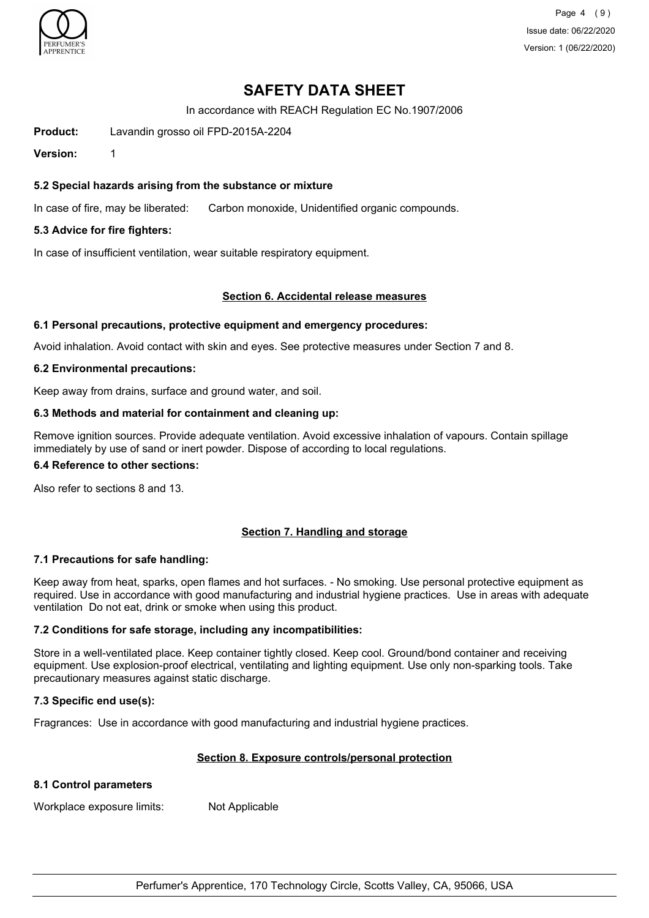# SAFETY DATA SHEET

In accordance with REACH Regulation EC No.1907/2006

**Product:** Lavandin grosso oil FPD-2015A-2204

**Version:** 1

### 5.2 Special hazards arising from the substance or mixture

In case of fire, may be liberated: Carbon monoxide, Unidentified organic compounds.

### 5.3 Advice for fire fighters:

In case of insufficient ventilation, wear suitable respiratory equipment.

## Section 6. Accidental release measures

### 6.1 Personal precautions, protective equipment and emergency procedures:

Avoid inhalation. Avoid contact with skin and eyes. See protective measures under Section 7 and 8.

### 6.2 Environmental precautions:

Keep away from drains, surface and ground water, and soil.

### 6.3 Methods and material for containment and cleaning up:

Remove ignition sources. Provide adequate ventilation. Avoid excessive inhalation of vapours. Contain spillage immediately by use of sand or inert powder. Dispose of according to local regulations.

### 6.4 Reference to other sections:

Also refer to sections 8 and 13.

## Section 7. Handling and storage

### 7.1 Precautions for safe handling:

Keep away from heat, sparks, open flames and hot surfaces. - No smoking. Use personal protective equipment as required. Use in accordance with good manufacturing and industrial hygiene practices. Use in areas with adequate ventilation Do not eat, drink or smoke when using this product.

### 7.2 Conditions for safe storage, including any incompatibilities:

Store in a well-ventilated place. Keep container tightly closed. Keep cool. Ground/bond container and receiving equipment. Use explosion-proof electrical, ventilating and lighting equipment. Use only non-sparking tools. Take precautionary measures against static discharge.

### 7.3 Specific end use(s):

Fragrances: Use in accordance with good manufacturing and industrial hygiene practices.

## Section 8. Exposure controls/personal protection

### 8.1 Control parameters

Workplace exposure limits: Not Applicable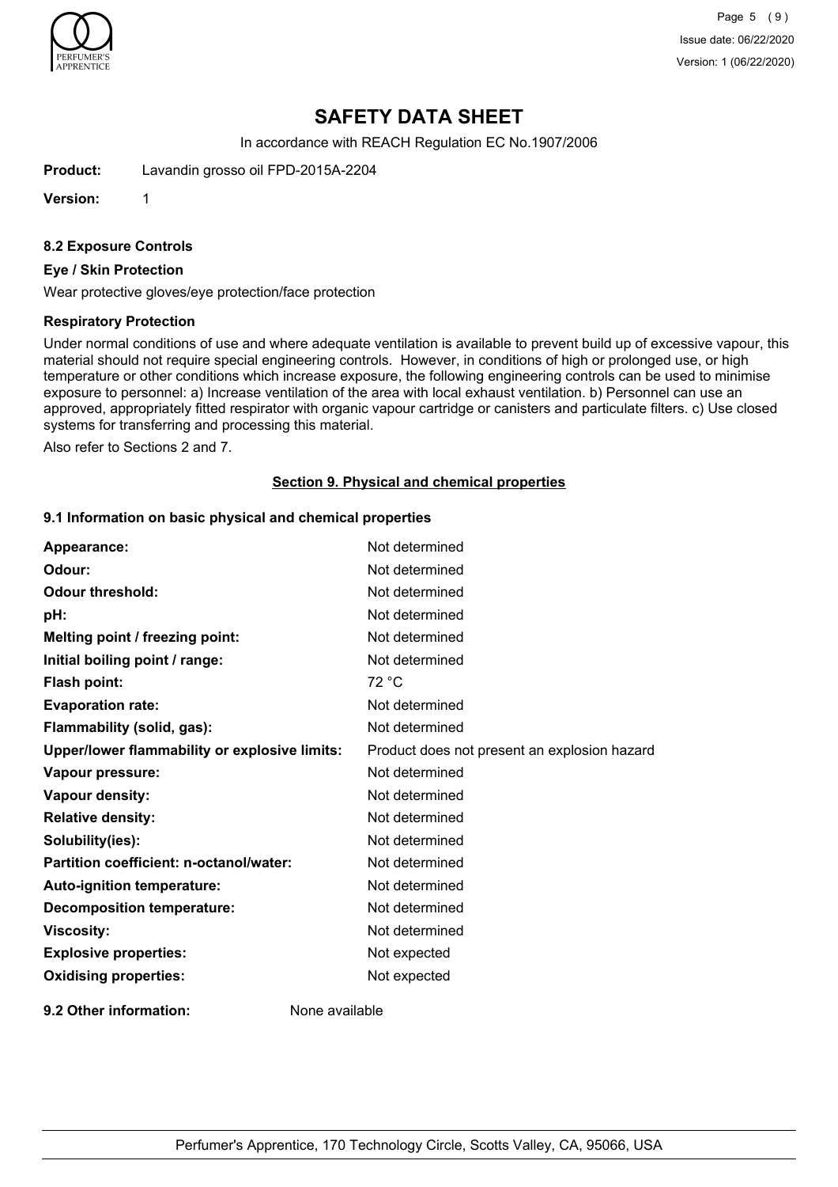# SAFETY DATA SHEET

In accordance with REACH Regulation EC No.1907/2006

**Product:** Lavandin grosso oil FPD-2015A-2204

**Version:** 1

### 8.2 Exposure Controls

#### Eye / Skin Protection

Wear protective gloves/eye protection/face protection

#### Respiratory Protection

Under normal conditions of use and where adequate ventilation is available to prevent build up of excessive vapour, this material should not require special engineering controls. However, in conditions of high or prolonged use, or high temperature or other conditions which increase exposure, the following engineering controls can be used to minimise exposure to personnel: a) Increase ventilation of the area with local exhaust ventilation. b) Personnel can use an approved, appropriately fitted respirator with organic vapour cartridge or canisters and particulate filters. c) Use closed systems for transferring and processing this material.

Also refer to Sections 2 and 7.

## Section 9. Physical and chemical properties

### 9.1 Information on basic physical and chemical properties

| | |
|---|---|
| **Appearance:** | Not determined |
| **Odour:** | Not determined |
| **Odour threshold:** | Not determined |
| **pH:** | Not determined |
| **Melting point / freezing point:** | Not determined |
| **Initial boiling point / range:** | Not determined |
| **Flash point:** | 72 °C |
| **Evaporation rate:** | Not determined |
| **Flammability (solid, gas):** | Not determined |
| **Upper/lower flammability or explosive limits:** | Product does not present an explosion hazard |
| **Vapour pressure:** | Not determined |
| **Vapour density:** | Not determined |
| **Relative density:** | Not determined |
| **Solubility(ies):** | Not determined |
| **Partition coefficient: n-octanol/water:** | Not determined |
| **Auto-ignition temperature:** | Not determined |
| **Decomposition temperature:** | Not determined |
| **Viscosity:** | Not determined |
| **Explosive properties:** | Not expected |
| **Oxidising properties:** | Not expected |

**9.2 Other information:** None available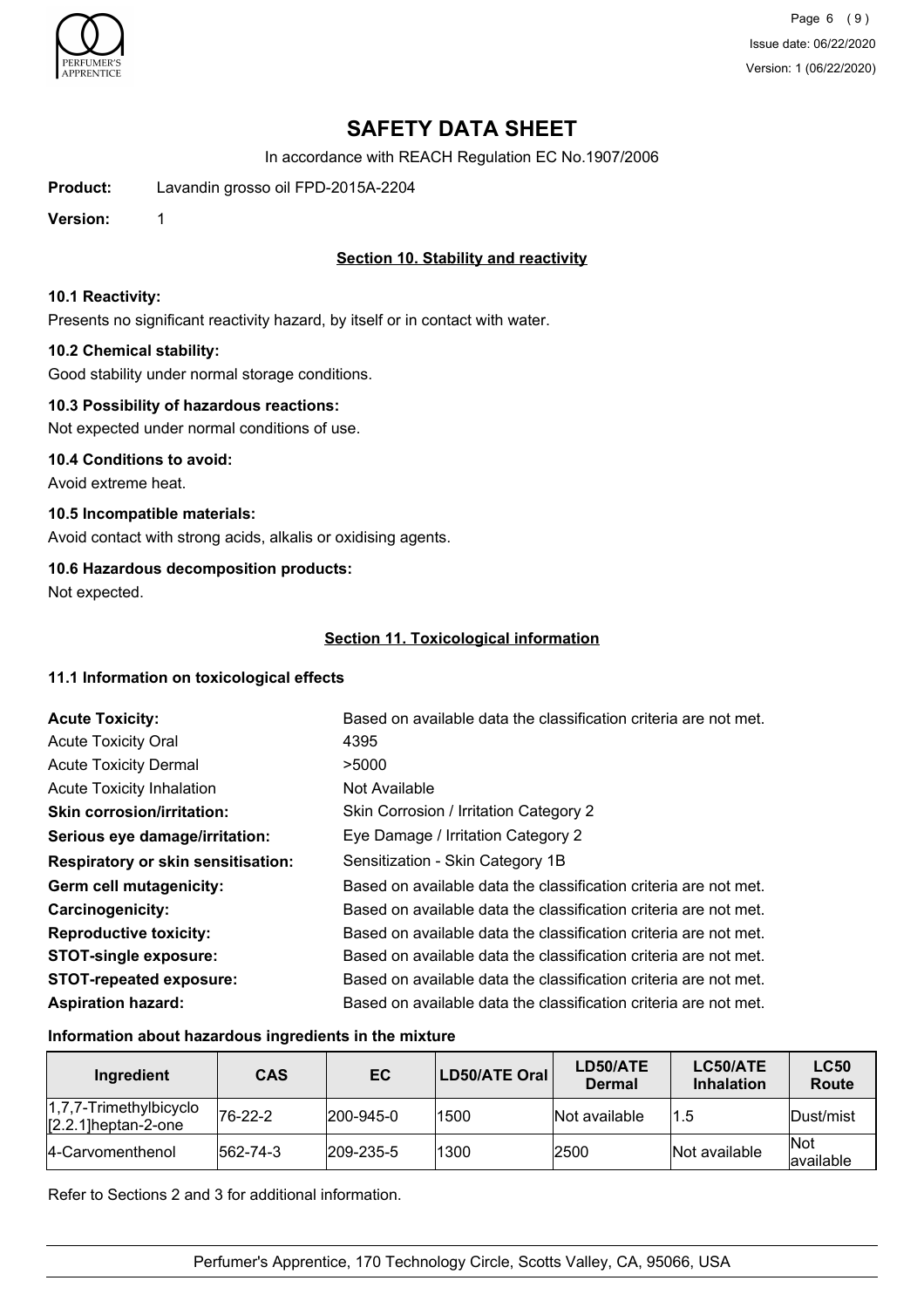# SAFETY DATA SHEET

In accordance with REACH Regulation EC No.1907/2006

**Product:** Lavandin grosso oil FPD-2015A-2204

**Version:** 1

## Section 10. Stability and reactivity

**10.1 Reactivity:**

Presents no significant reactivity hazard, by itself or in contact with water.

**10.2 Chemical stability:**

Good stability under normal storage conditions.

**10.3 Possibility of hazardous reactions:**

Not expected under normal conditions of use.

**10.4 Conditions to avoid:**

Avoid extreme heat.

**10.5 Incompatible materials:**

Avoid contact with strong acids, alkalis or oxidising agents.

**10.6 Hazardous decomposition products:**

Not expected.

## Section 11. Toxicological information

**11.1 Information on toxicological effects**

| | |
|---|---|
| **Acute Toxicity:** | Based on available data the classification criteria are not met. |
| Acute Toxicity Oral | 4395 |
| Acute Toxicity Dermal | >5000 |
| Acute Toxicity Inhalation | Not Available |
| **Skin corrosion/irritation:** | Skin Corrosion / Irritation Category 2 |
| **Serious eye damage/irritation:** | Eye Damage / Irritation Category 2 |
| **Respiratory or skin sensitisation:** | Sensitization - Skin Category 1B |
| **Germ cell mutagenicity:** | Based on available data the classification criteria are not met. |
| **Carcinogenicity:** | Based on available data the classification criteria are not met. |
| **Reproductive toxicity:** | Based on available data the classification criteria are not met. |
| **STOT-single exposure:** | Based on available data the classification criteria are not met. |
| **STOT-repeated exposure:** | Based on available data the classification criteria are not met. |
| **Aspiration hazard:** | Based on available data the classification criteria are not met. |

**Information about hazardous ingredients in the mixture**

| Ingredient | CAS | EC | LD50/ATE Oral | LD50/ATE Dermal | LC50/ATE Inhalation | LC50 Route |
|---|---|---|---|---|---|---|
| 1,7,7-Trimethylbicyclo [2.2.1]heptan-2-one | 76-22-2 | 200-945-0 | 1500 | Not available | 1.5 | Dust/mist |
| 4-Carvomenthenol | 562-74-3 | 209-235-5 | 1300 | 2500 | Not available | Not available |

Refer to Sections 2 and 3 for additional information.

Perfumer's Apprentice, 170 Technology Circle, Scotts Valley, CA, 95066, USA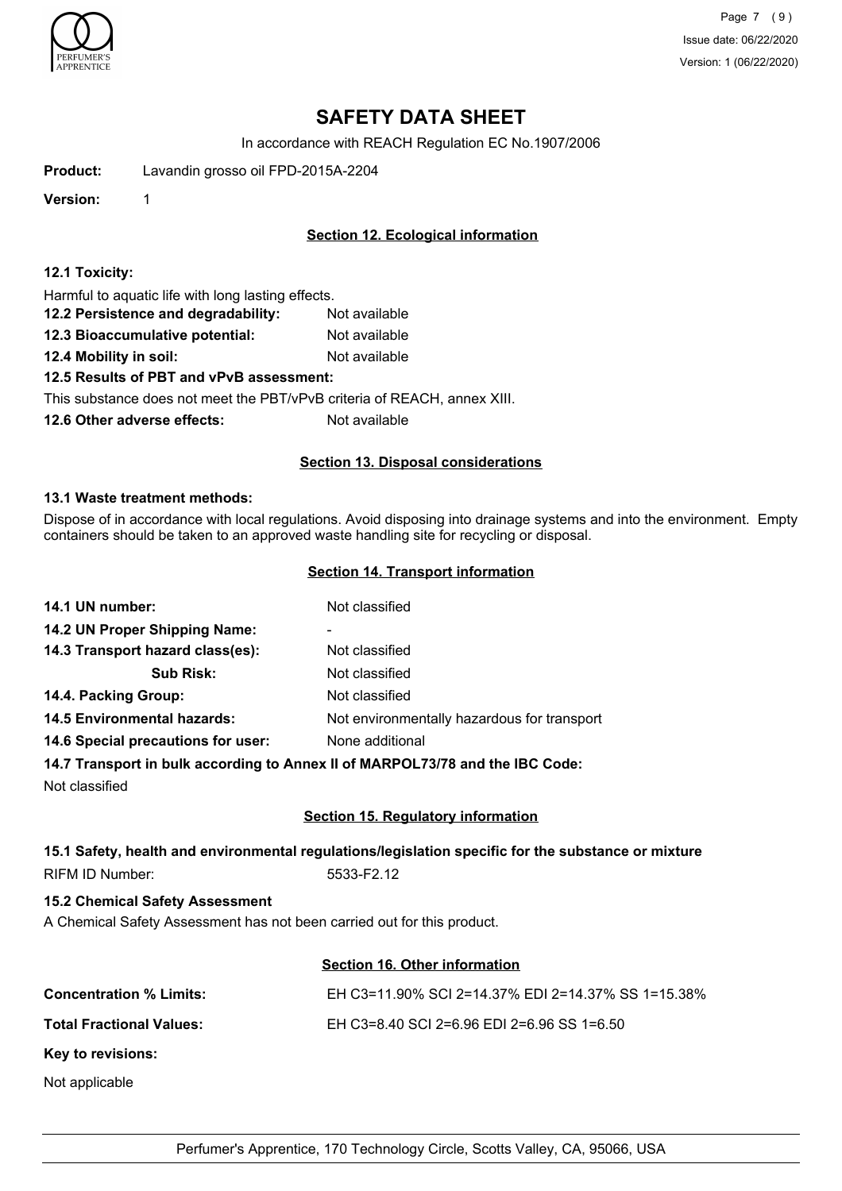# SAFETY DATA SHEET

In accordance with REACH Regulation EC No.1907/2006

**Product:** Lavandin grosso oil FPD-2015A-2204

**Version:** 1

## Section 12. Ecological information

**12.1 Toxicity:**

Harmful to aquatic life with long lasting effects.

**12.2 Persistence and degradability:** Not available

**12.3 Bioaccumulative potential:** Not available

**12.4 Mobility in soil:** Not available

**12.5 Results of PBT and vPvB assessment:**

This substance does not meet the PBT/vPvB criteria of REACH, annex XIII.

**12.6 Other adverse effects:** Not available

## Section 13. Disposal considerations

**13.1 Waste treatment methods:**

Dispose of in accordance with local regulations. Avoid disposing into drainage systems and into the environment. Empty containers should be taken to an approved waste handling site for recycling or disposal.

## Section 14. Transport information

**14.1 UN number:** Not classified

**14.2 UN Proper Shipping Name:** -

**14.3 Transport hazard class(es):** Not classified

**Sub Risk:** Not classified

**14.4. Packing Group:** Not classified

**14.5 Environmental hazards:** Not environmentally hazardous for transport

**14.6 Special precautions for user:** None additional

**14.7 Transport in bulk according to Annex II of MARPOL73/78 and the IBC Code:**

Not classified

## Section 15. Regulatory information

**15.1 Safety, health and environmental regulations/legislation specific for the substance or mixture**

RIFM ID Number: 5533-F2.12

**15.2 Chemical Safety Assessment**

A Chemical Safety Assessment has not been carried out for this product.

## Section 16. Other information

**Concentration % Limits:** EH C3=11.90% SCI 2=14.37% EDI 2=14.37% SS 1=15.38%

**Total Fractional Values:** EH C3=8.40 SCI 2=6.96 EDI 2=6.96 SS 1=6.50

**Key to revisions:**

Not applicable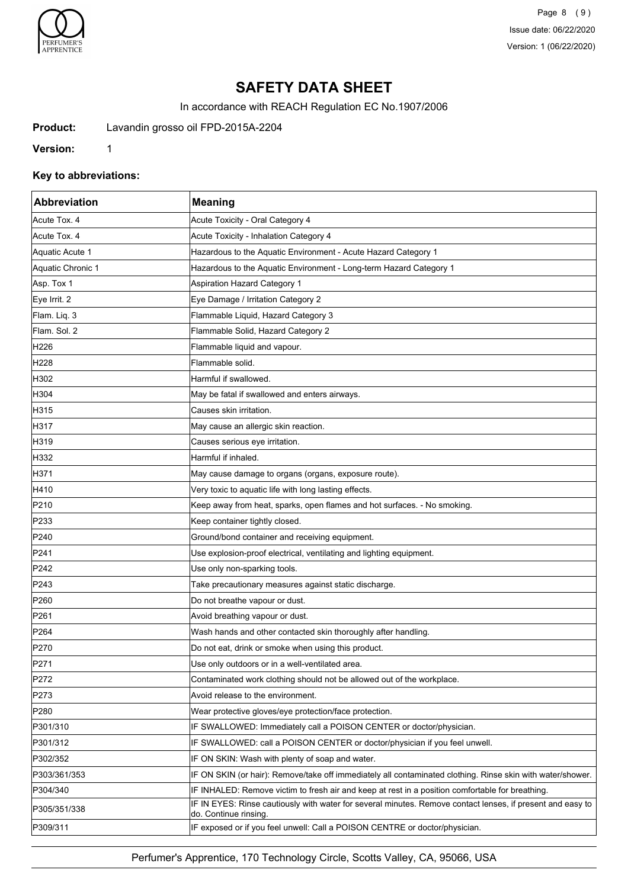# SAFETY DATA SHEET

In accordance with REACH Regulation EC No.1907/2006

**Product:** Lavandin grosso oil FPD-2015A-2204

**Version:** 1

### Key to abbreviations:

| Abbreviation | Meaning |
|---|---|
| Acute Tox. 4 | Acute Toxicity - Oral Category 4 |
| Acute Tox. 4 | Acute Toxicity - Inhalation Category 4 |
| Aquatic Acute 1 | Hazardous to the Aquatic Environment - Acute Hazard Category 1 |
| Aquatic Chronic 1 | Hazardous to the Aquatic Environment - Long-term Hazard Category 1 |
| Asp. Tox 1 | Aspiration Hazard Category 1 |
| Eye Irrit. 2 | Eye Damage / Irritation Category 2 |
| Flam. Liq. 3 | Flammable Liquid, Hazard Category 3 |
| Flam. Sol. 2 | Flammable Solid, Hazard Category 2 |
| H226 | Flammable liquid and vapour. |
| H228 | Flammable solid. |
| H302 | Harmful if swallowed. |
| H304 | May be fatal if swallowed and enters airways. |
| H315 | Causes skin irritation. |
| H317 | May cause an allergic skin reaction. |
| H319 | Causes serious eye irritation. |
| H332 | Harmful if inhaled. |
| H371 | May cause damage to organs (organs, exposure route). |
| H410 | Very toxic to aquatic life with long lasting effects. |
| P210 | Keep away from heat, sparks, open flames and hot surfaces. - No smoking. |
| P233 | Keep container tightly closed. |
| P240 | Ground/bond container and receiving equipment. |
| P241 | Use explosion-proof electrical, ventilating and lighting equipment. |
| P242 | Use only non-sparking tools. |
| P243 | Take precautionary measures against static discharge. |
| P260 | Do not breathe vapour or dust. |
| P261 | Avoid breathing vapour or dust. |
| P264 | Wash hands and other contacted skin thoroughly after handling. |
| P270 | Do not eat, drink or smoke when using this product. |
| P271 | Use only outdoors or in a well-ventilated area. |
| P272 | Contaminated work clothing should not be allowed out of the workplace. |
| P273 | Avoid release to the environment. |
| P280 | Wear protective gloves/eye protection/face protection. |
| P301/310 | IF SWALLOWED: Immediately call a POISON CENTER or doctor/physician. |
| P301/312 | IF SWALLOWED: call a POISON CENTER or doctor/physician if you feel unwell. |
| P302/352 | IF ON SKIN: Wash with plenty of soap and water. |
| P303/361/353 | IF ON SKIN (or hair): Remove/take off immediately all contaminated clothing. Rinse skin with water/shower. |
| P304/340 | IF INHALED: Remove victim to fresh air and keep at rest in a position comfortable for breathing. |
| P305/351/338 | IF IN EYES: Rinse cautiously with water for several minutes. Remove contact lenses, if present and easy to do. Continue rinsing. |
| P309/311 | IF exposed or if you feel unwell: Call a POISON CENTRE or doctor/physician. |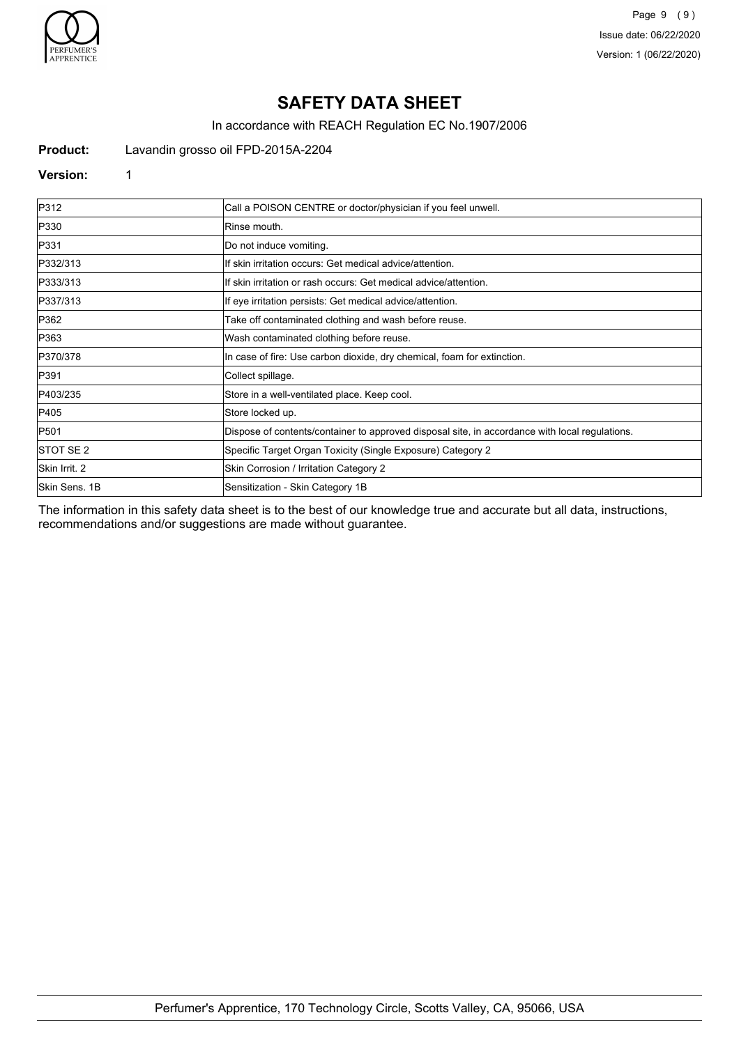# SAFETY DATA SHEET

In accordance with REACH Regulation EC No.1907/2006

**Product:** Lavandin grosso oil FPD-2015A-2204

**Version:** 1

| | |
|---|---|
| P312 | Call a POISON CENTRE or doctor/physician if you feel unwell. |
| P330 | Rinse mouth. |
| P331 | Do not induce vomiting. |
| P332/313 | If skin irritation occurs: Get medical advice/attention. |
| P333/313 | If skin irritation or rash occurs: Get medical advice/attention. |
| P337/313 | If eye irritation persists: Get medical advice/attention. |
| P362 | Take off contaminated clothing and wash before reuse. |
| P363 | Wash contaminated clothing before reuse. |
| P370/378 | In case of fire: Use carbon dioxide, dry chemical, foam for extinction. |
| P391 | Collect spillage. |
| P403/235 | Store in a well-ventilated place. Keep cool. |
| P405 | Store locked up. |
| P501 | Dispose of contents/container to approved disposal site, in accordance with local regulations. |
| STOT SE 2 | Specific Target Organ Toxicity (Single Exposure) Category 2 |
| Skin Irrit. 2 | Skin Corrosion / Irritation Category 2 |
| Skin Sens. 1B | Sensitization - Skin Category 1B |

The information in this safety data sheet is to the best of our knowledge true and accurate but all data, instructions, recommendations and/or suggestions are made without guarantee.